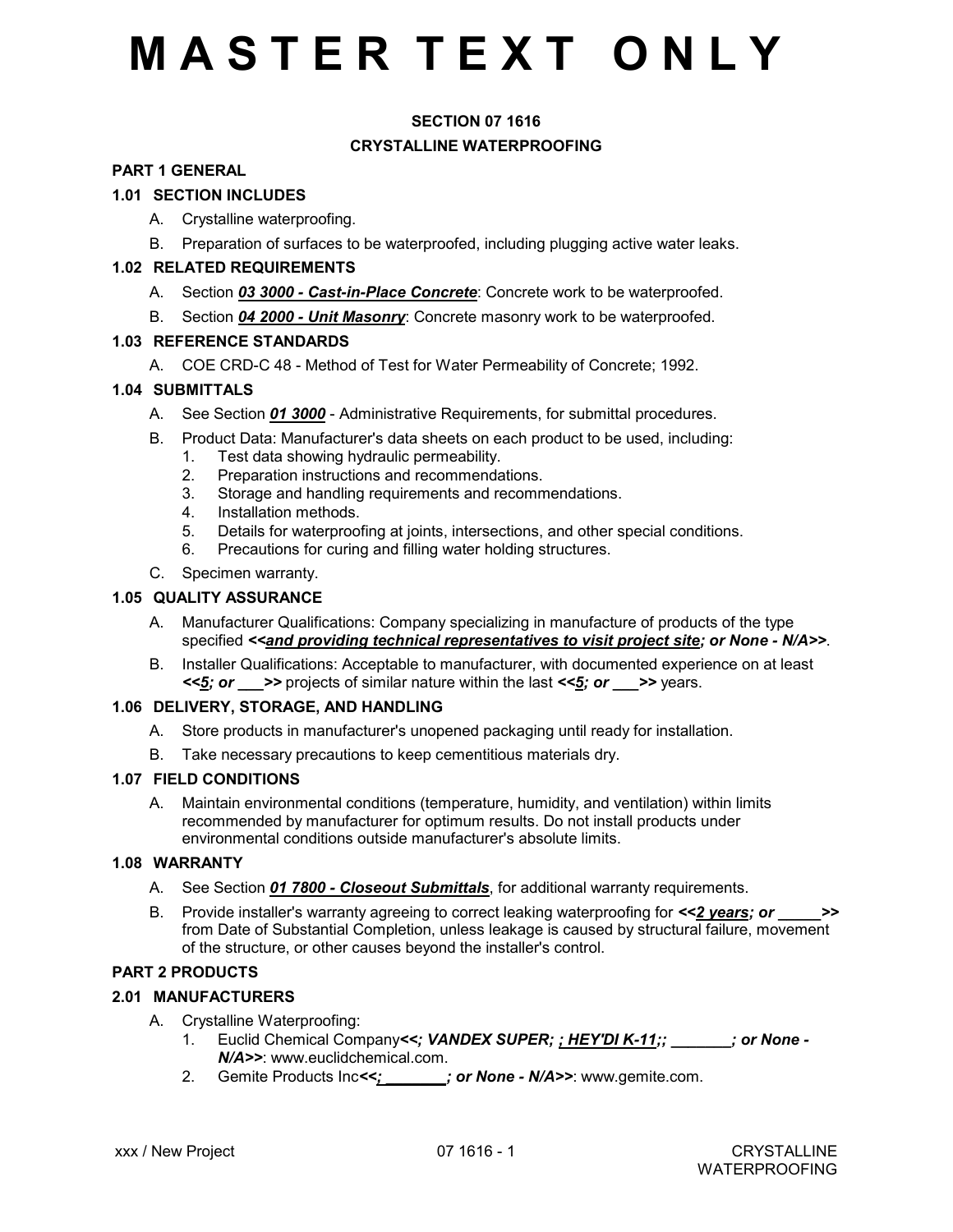# M A S T E R T E X T O N L Y

## SECTION 07 1616

## CRYSTALLINE WATERPROOFING

### PART 1 GENERAL

### 1.01 SECTION INCLUDES

A. Crystalline waterproofing.

B. Preparation of surfaces to be waterproofed, including plugging active water leaks.

### 1.02 RELATED REQUIREMENTS

A. Section ***03 3000 - Cast-in-Place Concrete***: Concrete work to be waterproofed.

B. Section ***04 2000 - Unit Masonry***: Concrete masonry work to be waterproofed.

### 1.03 REFERENCE STANDARDS

A. COE CRD-C 48 - Method of Test for Water Permeability of Concrete; 1992.

### 1.04 SUBMITTALS

A. See Section ***01 3000*** - Administrative Requirements, for submittal procedures.

B. Product Data: Manufacturer's data sheets on each product to be used, including:
   1. Test data showing hydraulic permeability.
   2. Preparation instructions and recommendations.
   3. Storage and handling requirements and recommendations.
   4. Installation methods.
   5. Details for waterproofing at joints, intersections, and other special conditions.
   6. Precautions for curing and filling water holding structures.

C. Specimen warranty.

### 1.05 QUALITY ASSURANCE

A. Manufacturer Qualifications: Company specializing in manufacture of products of the type specified ***<<and providing technical representatives to visit project site; or None - N/A>>***.

B. Installer Qualifications: Acceptable to manufacturer, with documented experience on at least ***<<5; or ___>>*** projects of similar nature within the last ***<<5; or ___>>*** years.

### 1.06 DELIVERY, STORAGE, AND HANDLING

A. Store products in manufacturer's unopened packaging until ready for installation.

B. Take necessary precautions to keep cementitious materials dry.

### 1.07 FIELD CONDITIONS

A. Maintain environmental conditions (temperature, humidity, and ventilation) within limits recommended by manufacturer for optimum results. Do not install products under environmental conditions outside manufacturer's absolute limits.

### 1.08 WARRANTY

A. See Section ***01 7800 - Closeout Submittals***, for additional warranty requirements.

B. Provide installer's warranty agreeing to correct leaking waterproofing for ***<<2 years; or _____>>*** from Date of Substantial Completion, unless leakage is caused by structural failure, movement of the structure, or other causes beyond the installer's control.

### PART 2 PRODUCTS

### 2.01 MANUFACTURERS

A. Crystalline Waterproofing:
   1. Euclid Chemical Company***<<; VANDEX SUPER; ; HEY'DI K-11;; _______; or None - N/A>>***: www.euclidchemical.com.
   2. Gemite Products Inc***<<; _______; or None - N/A>>***: www.gemite.com.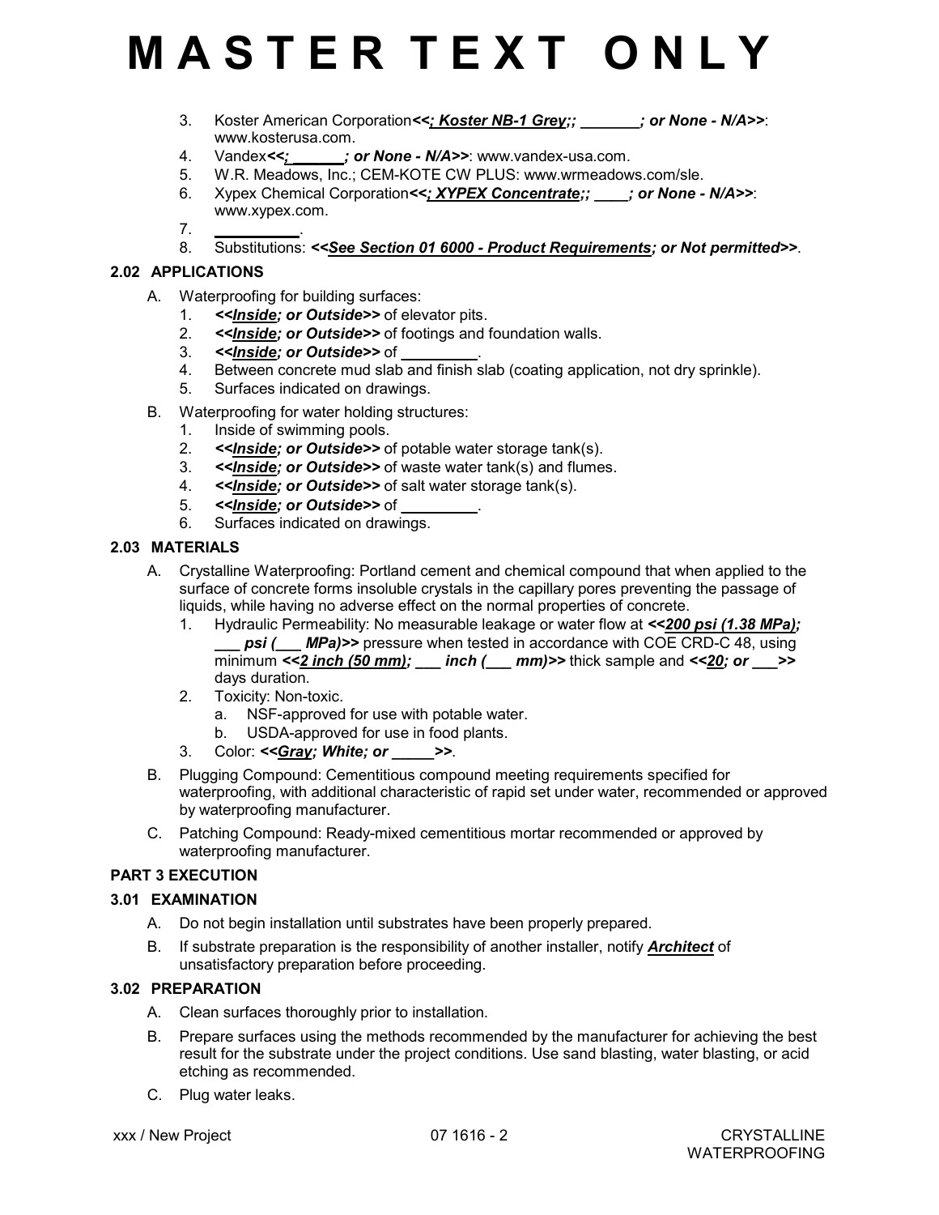# M A S T E R T E X T O N L Y

3. Koster American Corporation***<<; Koster NB-1 Grey;; _______; or None - N/A>>***: www.kosterusa.com.
4. Vandex***<<; ______; or None - N/A>>***: www.vandex-usa.com.
5. W.R. Meadows, Inc.; CEM-KOTE CW PLUS: www.wrmeadows.com/sle.
6. Xypex Chemical Corporation***<<; XYPEX Concentrate;; ____; or None - N/A>>***: www.xypex.com.
7. __________.
8. Substitutions: ***<<See Section 01 6000 - Product Requirements; or Not permitted>>***.

### 2.02 APPLICATIONS

A. Waterproofing for building surfaces:
   1. ***<<Inside; or Outside>>*** of elevator pits.
   2. ***<<Inside; or Outside>>*** of footings and foundation walls.
   3. ***<<Inside; or Outside>>*** of _________.
   4. Between concrete mud slab and finish slab (coating application, not dry sprinkle).
   5. Surfaces indicated on drawings.

B. Waterproofing for water holding structures:
   1. Inside of swimming pools.
   2. ***<<Inside; or Outside>>*** of potable water storage tank(s).
   3. ***<<Inside; or Outside>>*** of waste water tank(s) and flumes.
   4. ***<<Inside; or Outside>>*** of salt water storage tank(s).
   5. ***<<Inside; or Outside>>*** of _________.
   6. Surfaces indicated on drawings.

### 2.03 MATERIALS

A. Crystalline Waterproofing: Portland cement and chemical compound that when applied to the surface of concrete forms insoluble crystals in the capillary pores preventing the passage of liquids, while having no adverse effect on the normal properties of concrete.
   1. Hydraulic Permeability: No measurable leakage or water flow at ***<<200 psi (1.38 MPa); ___ psi (___ MPa)>>*** pressure when tested in accordance with COE CRD-C 48, using minimum ***<<2 inch (50 mm); ___ inch (___ mm)>>*** thick sample and ***<<20; or ___>>*** days duration.
   2. Toxicity: Non-toxic.
      a. NSF-approved for use with potable water.
      b. USDA-approved for use in food plants.
   3. Color: ***<<Gray; White; or _____>>***.

B. Plugging Compound: Cementitious compound meeting requirements specified for waterproofing, with additional characteristic of rapid set under water, recommended or approved by waterproofing manufacturer.

C. Patching Compound: Ready-mixed cementitious mortar recommended or approved by waterproofing manufacturer.

## PART 3 EXECUTION

### 3.01 EXAMINATION

A. Do not begin installation until substrates have been properly prepared.

B. If substrate preparation is the responsibility of another installer, notify ***Architect*** of unsatisfactory preparation before proceeding.

### 3.02 PREPARATION

A. Clean surfaces thoroughly prior to installation.

B. Prepare surfaces using the methods recommended by the manufacturer for achieving the best result for the substrate under the project conditions. Use sand blasting, water blasting, or acid etching as recommended.

C. Plug water leaks.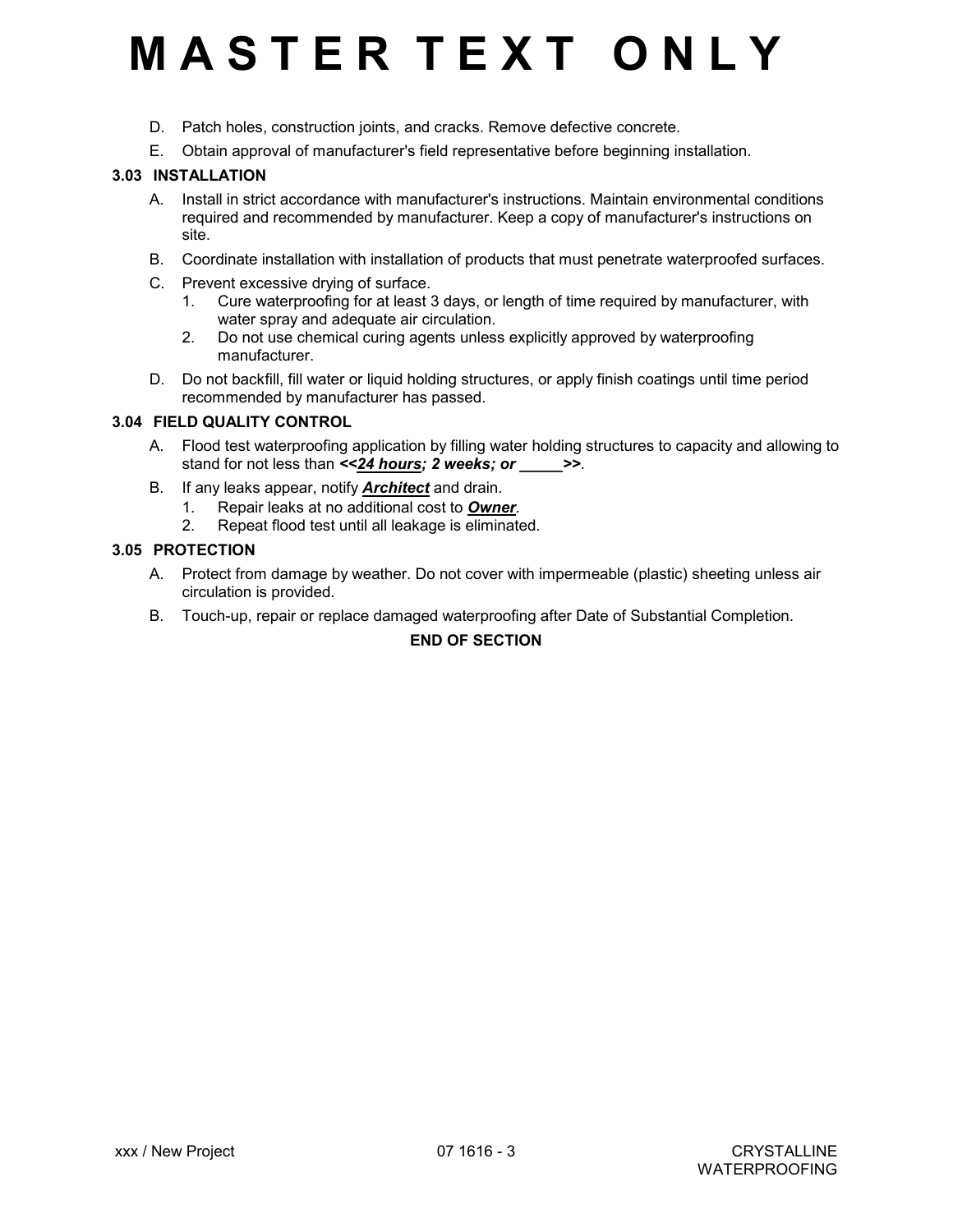# M A S T E R T E X T O N L Y

D. Patch holes, construction joints, and cracks. Remove defective concrete.

E. Obtain approval of manufacturer's field representative before beginning installation.

### 3.03 INSTALLATION

A. Install in strict accordance with manufacturer's instructions. Maintain environmental conditions required and recommended by manufacturer. Keep a copy of manufacturer's instructions on site.

B. Coordinate installation with installation of products that must penetrate waterproofed surfaces.

C. Prevent excessive drying of surface.
   1. Cure waterproofing for at least 3 days, or length of time required by manufacturer, with water spray and adequate air circulation.
   2. Do not use chemical curing agents unless explicitly approved by waterproofing manufacturer.

D. Do not backfill, fill water or liquid holding structures, or apply finish coatings until time period recommended by manufacturer has passed.

### 3.04 FIELD QUALITY CONTROL

A. Flood test waterproofing application by filling water holding structures to capacity and allowing to stand for not less than ***<<24 hours; 2 weeks; or _____>>***.

B. If any leaks appear, notify ***Architect*** and drain.
   1. Repair leaks at no additional cost to ***Owner***.
   2. Repeat flood test until all leakage is eliminated.

### 3.05 PROTECTION

A. Protect from damage by weather. Do not cover with impermeable (plastic) sheeting unless air circulation is provided.

B. Touch-up, repair or replace damaged waterproofing after Date of Substantial Completion.

**END OF SECTION**